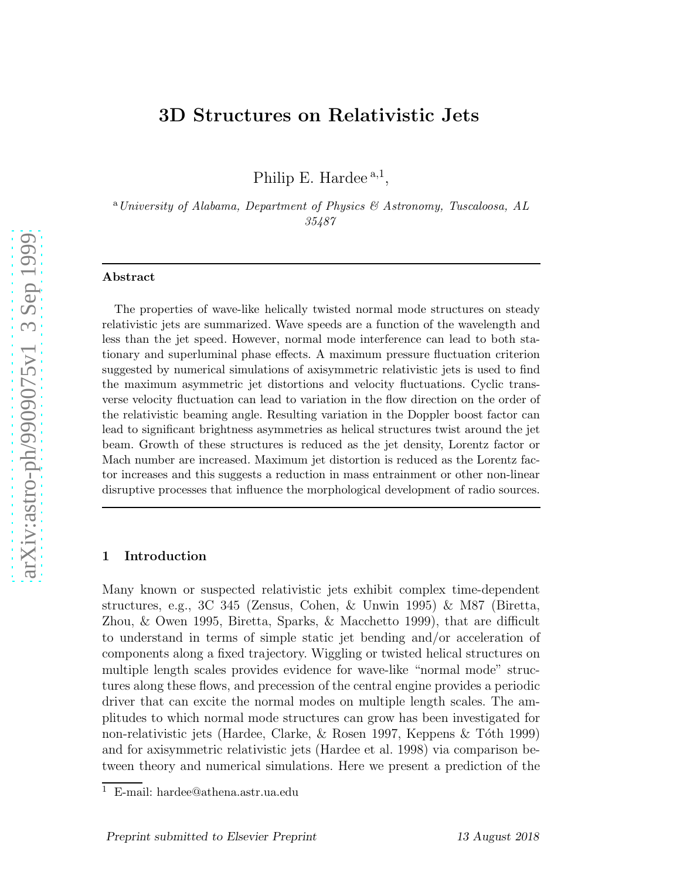# 3D Structures on Relativistic Jets

Philip E. Hardee [a,1],

[a] *University of Alabama, Department of Physics & Astronomy, Tuscaloosa, AL 35487*

---

## Abstract

The properties of wave-like helically twisted normal mode structures on steady relativistic jets are summarized. Wave speeds are a function of the wavelength and less than the jet speed. However, normal mode interference can lead to both stationary and superluminal phase effects. A maximum pressure fluctuation criterion suggested by numerical simulations of axisymmetric relativistic jets is used to find the maximum asymmetric jet distortions and velocity fluctuations. Cyclic transverse velocity fluctuation can lead to variation in the flow direction on the order of the relativistic beaming angle. Resulting variation in the Doppler boost factor can lead to significant brightness asymmetries as helical structures twist around the jet beam. Growth of these structures is reduced as the jet density, Lorentz factor or Mach number are increased. Maximum jet distortion is reduced as the Lorentz factor increases and this suggests a reduction in mass entrainment or other non-linear disruptive processes that influence the morphological development of radio sources.

---

## 1 Introduction

Many known or suspected relativistic jets exhibit complex time-dependent structures, e.g., 3C 345 (Zensus, Cohen, & Unwin 1995) & M87 (Biretta, Zhou, & Owen 1995, Biretta, Sparks, & Macchetto 1999), that are difficult to understand in terms of simple static jet bending and/or acceleration of components along a fixed trajectory. Wiggling or twisted helical structures on multiple length scales provides evidence for wave-like "normal mode" structures along these flows, and precession of the central engine provides a periodic driver that can excite the normal modes on multiple length scales. The amplitudes to which normal mode structures can grow has been investigated for non-relativistic jets (Hardee, Clarke, & Rosen 1997, Keppens & Tóth 1999) and for axisymmetric relativistic jets (Hardee et al. 1998) via comparison between theory and numerical simulations. Here we present a prediction of the

[1] E-mail: hardee@athena.astr.ua.edu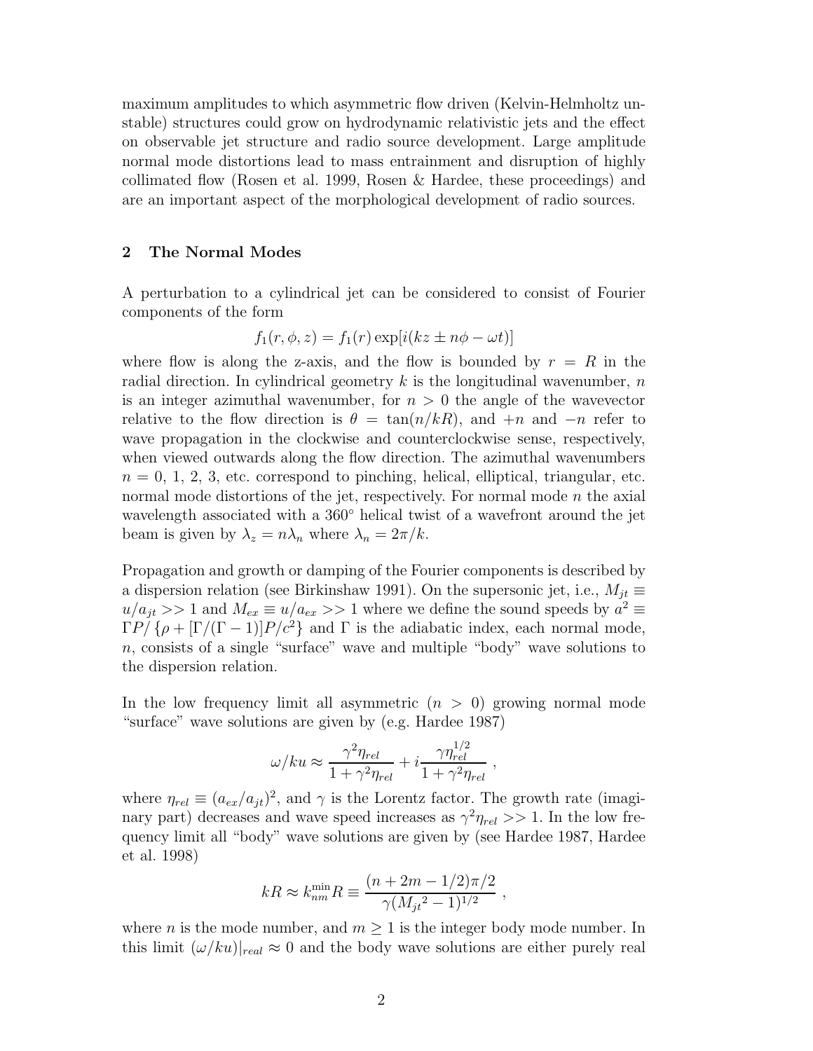maximum amplitudes to which asymmetric flow driven (Kelvin-Helmholtz unstable) structures could grow on hydrodynamic relativistic jets and the effect on observable jet structure and radio source development. Large amplitude normal mode distortions lead to mass entrainment and disruption of highly collimated flow (Rosen et al. 1999, Rosen & Hardee, these proceedings) and are an important aspect of the morphological development of radio sources.

## 2 The Normal Modes

A perturbation to a cylindrical jet can be considered to consist of Fourier components of the form

$$f_1(r, \phi, z) = f_1(r) \exp[i(kz \pm n\phi - \omega t)]$$

where flow is along the z-axis, and the flow is bounded by $r = R$ in the radial direction. In cylindrical geometry $k$ is the longitudinal wavenumber, $n$ is an integer azimuthal wavenumber, for $n > 0$ the angle of the wavevector relative to the flow direction is $\theta = \tan(n/kR)$, and $+n$ and $-n$ refer to wave propagation in the clockwise and counterclockwise sense, respectively, when viewed outwards along the flow direction. The azimuthal wavenumbers $n = 0$, 1, 2, 3, etc. correspond to pinching, helical, elliptical, triangular, etc. normal mode distortions of the jet, respectively. For normal mode $n$ the axial wavelength associated with a 360° helical twist of a wavefront around the jet beam is given by $\lambda_z = n\lambda_n$ where $\lambda_n = 2\pi/k$.

Propagation and growth or damping of the Fourier components is described by a dispersion relation (see Birkinshaw 1991). On the supersonic jet, i.e., $M_{jt} \equiv u/a_{jt} >> 1$ and $M_{ex} \equiv u/a_{ex} >> 1$ where we define the sound speeds by $a^2 \equiv \Gamma P / \{\rho + [\Gamma/(\Gamma - 1)]P/c^2\}$ and $\Gamma$ is the adiabatic index, each normal mode, $n$, consists of a single "surface" wave and multiple "body" wave solutions to the dispersion relation.

In the low frequency limit all asymmetric ($n > 0$) growing normal mode "surface" wave solutions are given by (e.g. Hardee 1987)

$$\omega/ku \approx \frac{\gamma^2 \eta_{rel}}{1 + \gamma^2 \eta_{rel}} + i \frac{\gamma \eta_{rel}^{1/2}}{1 + \gamma^2 \eta_{rel}} \ ,$$

where $\eta_{rel} \equiv (a_{ex}/a_{jt})^2$, and $\gamma$ is the Lorentz factor. The growth rate (imaginary part) decreases and wave speed increases as $\gamma^2 \eta_{rel} >> 1$. In the low frequency limit all "body" wave solutions are given by (see Hardee 1987, Hardee et al. 1998)

$$kR \approx k_{nm}^{\min} R \equiv \frac{(n + 2m - 1/2)\pi/2}{\gamma ({M_{jt}}^2 - 1)^{1/2}} \ ,$$

where $n$ is the mode number, and $m \geq 1$ is the integer body mode number. In this limit $(\omega/ku)|_{real} \approx 0$ and the body wave solutions are either purely real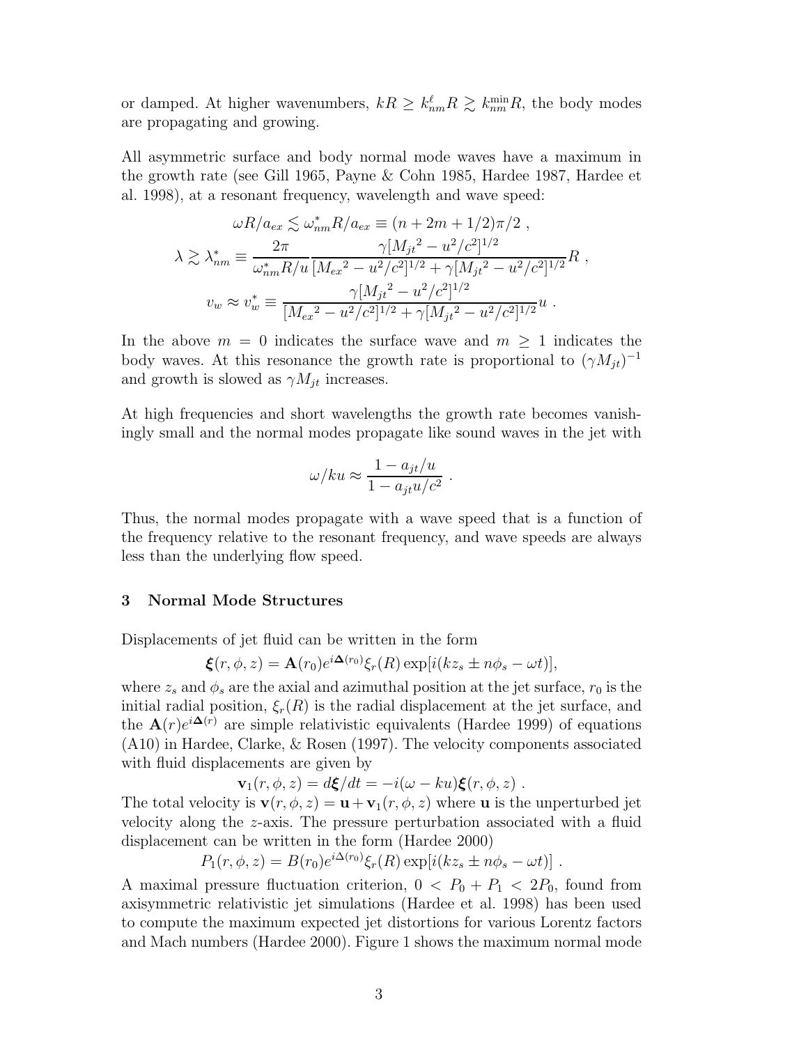or damped. At higher wavenumbers, $kR \geq k^{\ell}_{nm}R \gtrsim k^{\min}_{nm}R$, the body modes are propagating and growing.

All asymmetric surface and body normal mode waves have a maximum in the growth rate (see Gill 1965, Payne & Cohn 1985, Hardee 1987, Hardee et al. 1998), at a resonant frequency, wavelength and wave speed:

$$\omega R/a_{ex} \lesssim \omega^*_{nm}R/a_{ex} \equiv (n + 2m + 1/2)\pi/2 \ ,$$

$$\lambda \gtrsim \lambda^*_{nm} \equiv \frac{2\pi}{\omega^*_{nm}R/u}\frac{\gamma[{M_{jt}}^2 - u^2/c^2]^{1/2}}{[{M_{ex}}^2 - u^2/c^2]^{1/2} + \gamma[{M_{jt}}^2 - u^2/c^2]^{1/2}}R \ ,$$

$$v_w \approx v^*_w \equiv \frac{\gamma[{M_{jt}}^2 - u^2/c^2]^{1/2}}{[{M_{ex}}^2 - u^2/c^2]^{1/2} + \gamma[{M_{jt}}^2 - u^2/c^2]^{1/2}}u \ .$$

In the above $m = 0$ indicates the surface wave and $m \geq 1$ indicates the body waves. At this resonance the growth rate is proportional to $(\gamma M_{jt})^{-1}$ and growth is slowed as $\gamma M_{jt}$ increases.

At high frequencies and short wavelengths the growth rate becomes vanishingly small and the normal modes propagate like sound waves in the jet with

$$\omega/ku \approx \frac{1 - a_{jt}/u}{1 - a_{jt}u/c^2} \ .$$

Thus, the normal modes propagate with a wave speed that is a function of the frequency relative to the resonant frequency, and wave speeds are always less than the underlying flow speed.

## 3 Normal Mode Structures

Displacements of jet fluid can be written in the form

$$\boldsymbol{\xi}(r, \phi, z) = \mathbf{A}(r_0)e^{i\boldsymbol{\Delta}(r_0)}\xi_r(R)\exp[i(kz_s \pm n\phi_s - \omega t)],$$

where $z_s$ and $\phi_s$ are the axial and azimuthal position at the jet surface, $r_0$ is the initial radial position, $\xi_r(R)$ is the radial displacement at the jet surface, and the $\mathbf{A}(r)e^{i\boldsymbol{\Delta}(r)}$ are simple relativistic equivalents (Hardee 1999) of equations (A10) in Hardee, Clarke, & Rosen (1997). The velocity components associated with fluid displacements are given by

$$\mathbf{v}_1(r, \phi, z) = d\boldsymbol{\xi}/dt = -i(\omega - ku)\boldsymbol{\xi}(r, \phi, z) \ .$$

The total velocity is $\mathbf{v}(r, \phi, z) = \mathbf{u} + \mathbf{v}_1(r, \phi, z)$ where $\mathbf{u}$ is the unperturbed jet velocity along the $z$-axis. The pressure perturbation associated with a fluid displacement can be written in the form (Hardee 2000)

$$P_1(r, \phi, z) = B(r_0)e^{i\Delta(r_0)}\xi_r(R)\exp[i(kz_s \pm n\phi_s - \omega t)] \ .$$

A maximal pressure fluctuation criterion, $0 < P_0 + P_1 < 2P_0$, found from axisymmetric relativistic jet simulations (Hardee et al. 1998) has been used to compute the maximum expected jet distortions for various Lorentz factors and Mach numbers (Hardee 2000). Figure 1 shows the maximum normal mode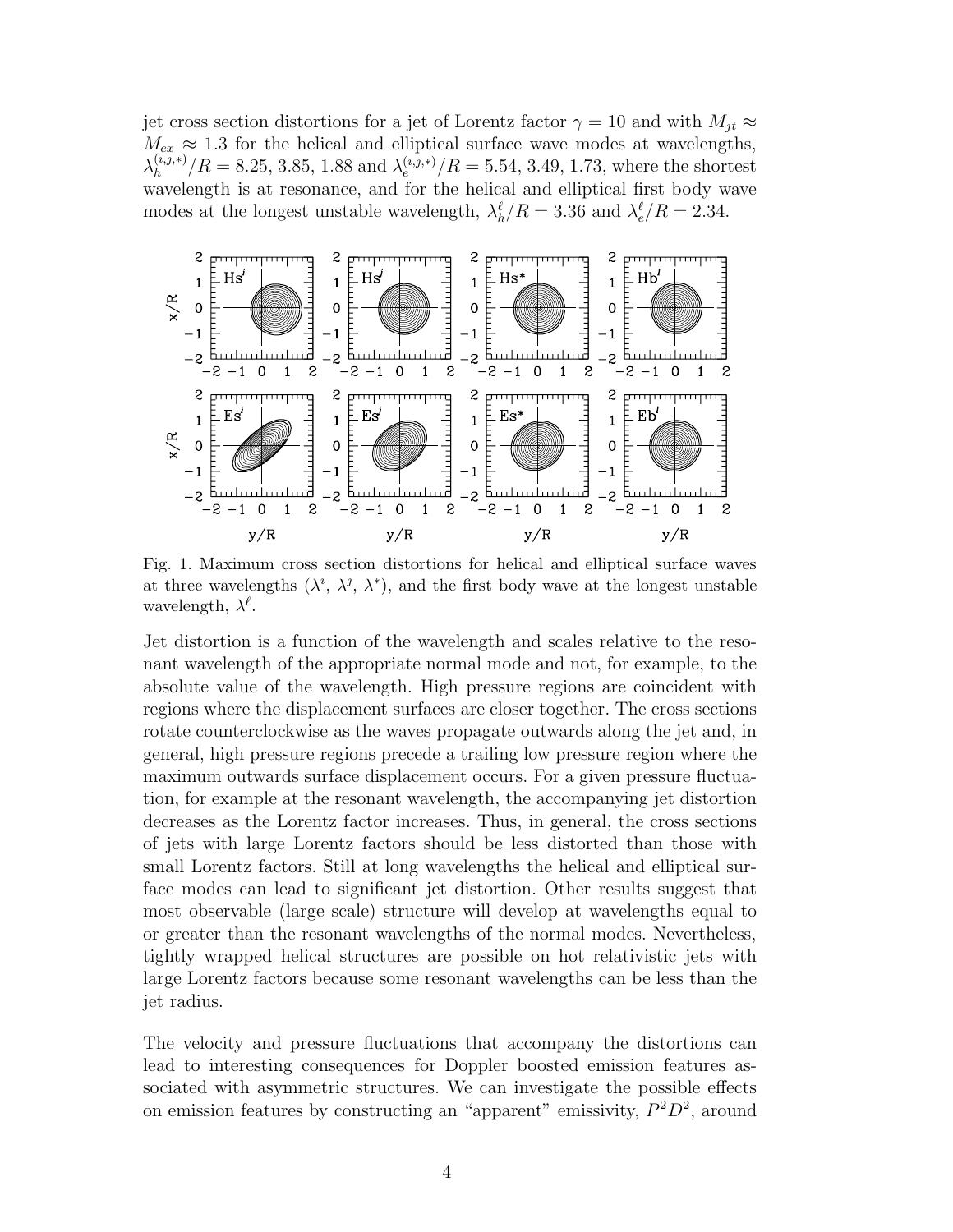jet cross section distortions for a jet of Lorentz factor $\gamma = 10$ and with $M_{jt} \approx M_{ex} \approx 1.3$ for the helical and elliptical surface wave modes at wavelengths, $\lambda_h^{(\imath,\jmath,*)}/R = 8.25, 3.85, 1.88$ and $\lambda_e^{(\imath,\jmath,*)}/R = 5.54, 3.49, 1.73$, where the shortest wavelength is at resonance, and for the helical and elliptical first body wave modes at the longest unstable wavelength, $\lambda_h^{\ell}/R = 3.36$ and $\lambda_e^{\ell}/R = 2.34$.

Fig. 1. Maximum cross section distortions for helical and elliptical surface waves at three wavelengths ($\lambda^{\imath}$, $\lambda^{\jmath}$, $\lambda^{*}$), and the first body wave at the longest unstable wavelength, $\lambda^{\ell}$.

Jet distortion is a function of the wavelength and scales relative to the resonant wavelength of the appropriate normal mode and not, for example, to the absolute value of the wavelength. High pressure regions are coincident with regions where the displacement surfaces are closer together. The cross sections rotate counterclockwise as the waves propagate outwards along the jet and, in general, high pressure regions precede a trailing low pressure region where the maximum outwards surface displacement occurs. For a given pressure fluctuation, for example at the resonant wavelength, the accompanying jet distortion decreases as the Lorentz factor increases. Thus, in general, the cross sections of jets with large Lorentz factors should be less distorted than those with small Lorentz factors. Still at long wavelengths the helical and elliptical surface modes can lead to significant jet distortion. Other results suggest that most observable (large scale) structure will develop at wavelengths equal to or greater than the resonant wavelengths of the normal modes. Nevertheless, tightly wrapped helical structures are possible on hot relativistic jets with large Lorentz factors because some resonant wavelengths can be less than the jet radius.

The velocity and pressure fluctuations that accompany the distortions can lead to interesting consequences for Doppler boosted emission features associated with asymmetric structures. We can investigate the possible effects on emission features by constructing an "apparent" emissivity, $P^2D^2$, around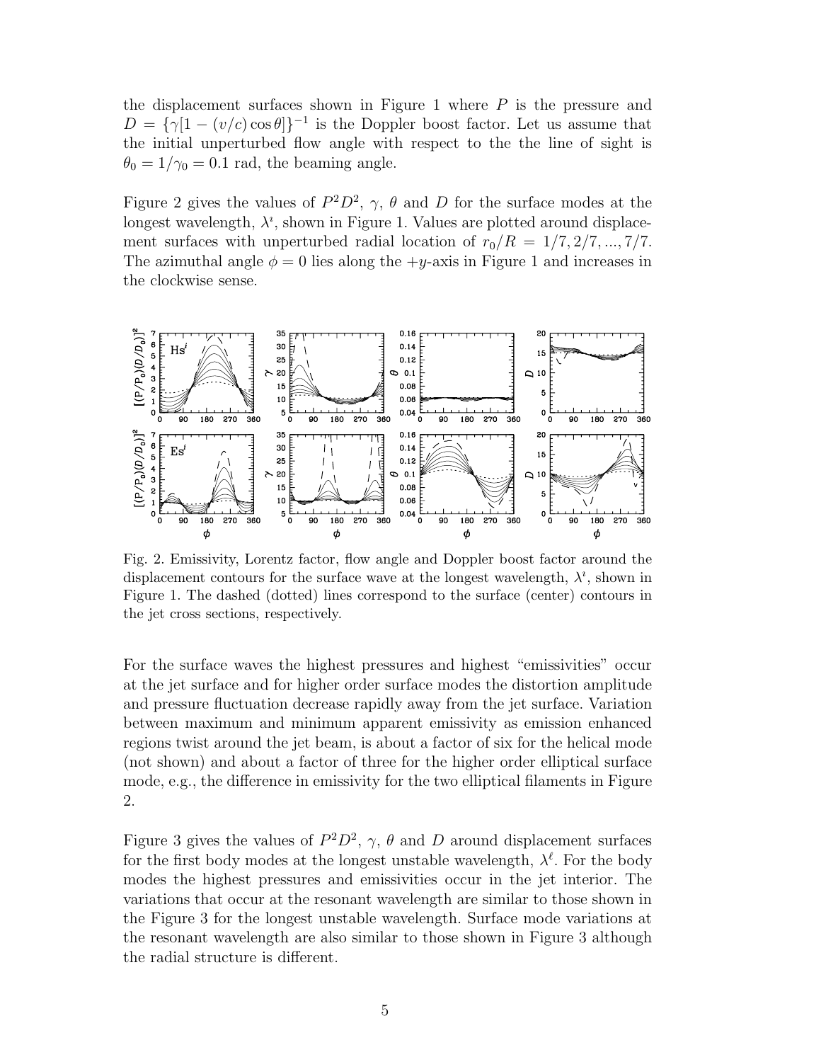the displacement surfaces shown in Figure 1 where $P$ is the pressure and $D = \{\gamma[1 - (v/c)\cos\theta]\}^{-1}$ is the Doppler boost factor. Let us assume that the initial unperturbed flow angle with respect to the the line of sight is $\theta_0 = 1/\gamma_0 = 0.1$ rad, the beaming angle.

Figure 2 gives the values of $P^2D^2$, $\gamma$, $\theta$ and $D$ for the surface modes at the longest wavelength, $\lambda^s$, shown in Figure 1. Values are plotted around displacement surfaces with unperturbed radial location of $r_0/R = 1/7, 2/7, ..., 7/7$. The azimuthal angle $\phi = 0$ lies along the $+y$-axis in Figure 1 and increases in the clockwise sense.

Fig. 2. Emissivity, Lorentz factor, flow angle and Doppler boost factor around the displacement contours for the surface wave at the longest wavelength, $\lambda^s$, shown in Figure 1. The dashed (dotted) lines correspond to the surface (center) contours in the jet cross sections, respectively.

For the surface waves the highest pressures and highest "emissivities" occur at the jet surface and for higher order surface modes the distortion amplitude and pressure fluctuation decrease rapidly away from the jet surface. Variation between maximum and minimum apparent emissivity as emission enhanced regions twist around the jet beam, is about a factor of six for the helical mode (not shown) and about a factor of three for the higher order elliptical surface mode, e.g., the difference in emissivity for the two elliptical filaments in Figure 2.

Figure 3 gives the values of $P^2D^2$, $\gamma$, $\theta$ and $D$ around displacement surfaces for the first body modes at the longest unstable wavelength, $\lambda^\ell$. For the body modes the highest pressures and emissivities occur in the jet interior. The variations that occur at the resonant wavelength are similar to those shown in the Figure 3 for the longest unstable wavelength. Surface mode variations at the resonant wavelength are also similar to those shown in Figure 3 although the radial structure is different.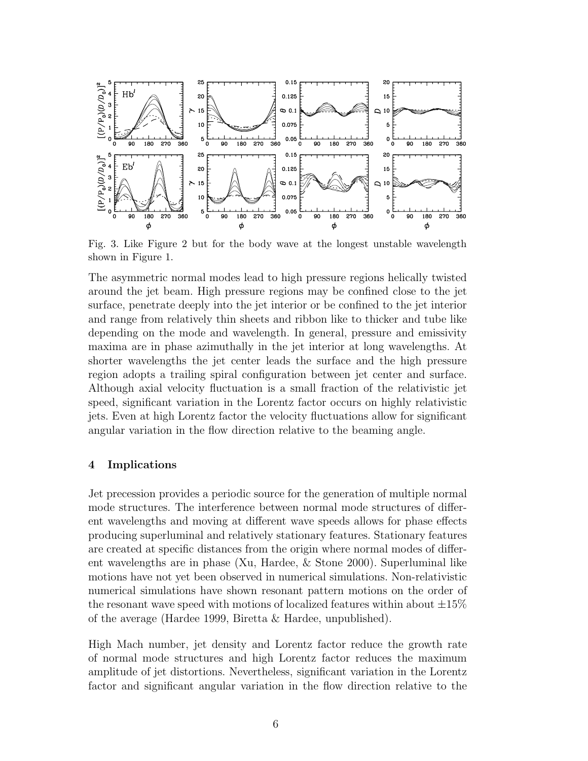Fig. 3. Like Figure 2 but for the body wave at the longest unstable wavelength shown in Figure 1.

The asymmetric normal modes lead to high pressure regions helically twisted around the jet beam. High pressure regions may be confined close to the jet surface, penetrate deeply into the jet interior or be confined to the jet interior and range from relatively thin sheets and ribbon like to thicker and tube like depending on the mode and wavelength. In general, pressure and emissivity maxima are in phase azimuthally in the jet interior at long wavelengths. At shorter wavelengths the jet center leads the surface and the high pressure region adopts a trailing spiral configuration between jet center and surface. Although axial velocity fluctuation is a small fraction of the relativistic jet speed, significant variation in the Lorentz factor occurs on highly relativistic jets. Even at high Lorentz factor the velocity fluctuations allow for significant angular variation in the flow direction relative to the beaming angle.

## 4 Implications

Jet precession provides a periodic source for the generation of multiple normal mode structures. The interference between normal mode structures of different wavelengths and moving at different wave speeds allows for phase effects producing superluminal and relatively stationary features. Stationary features are created at specific distances from the origin where normal modes of different wavelengths are in phase (Xu, Hardee, & Stone 2000). Superluminal like motions have not yet been observed in numerical simulations. Non-relativistic numerical simulations have shown resonant pattern motions on the order of the resonant wave speed with motions of localized features within about $\pm 15\%$ of the average (Hardee 1999, Biretta & Hardee, unpublished).

High Mach number, jet density and Lorentz factor reduce the growth rate of normal mode structures and high Lorentz factor reduces the maximum amplitude of jet distortions. Nevertheless, significant variation in the Lorentz factor and significant angular variation in the flow direction relative to the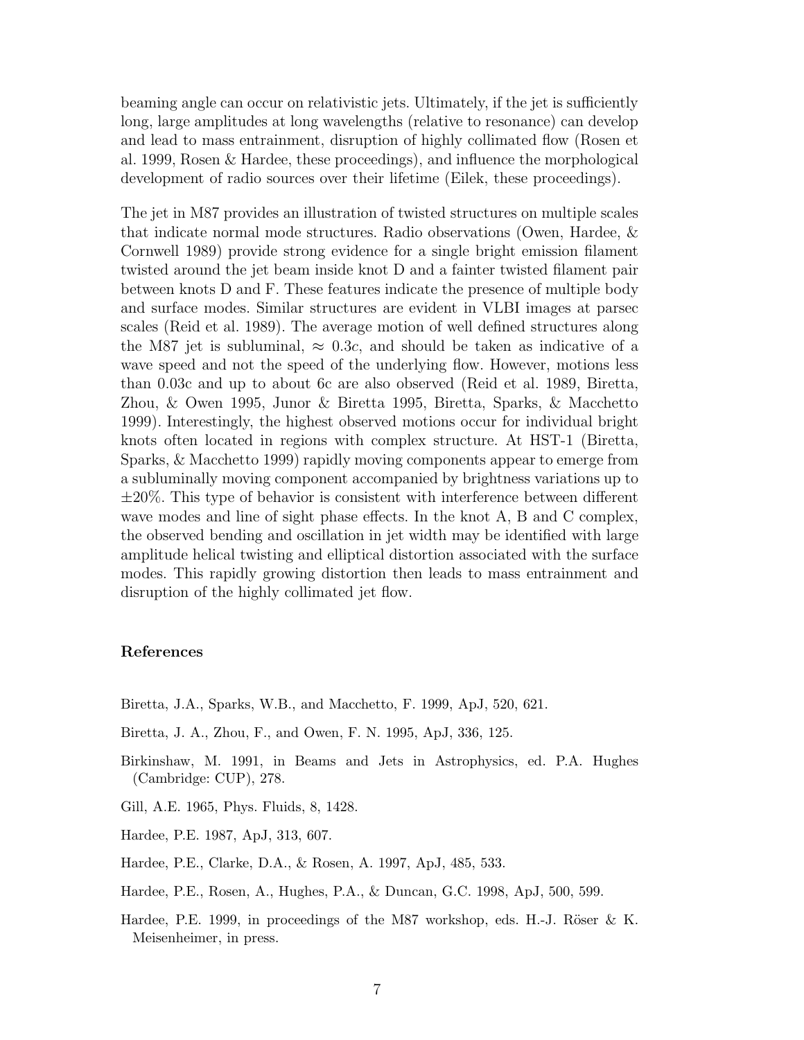beaming angle can occur on relativistic jets. Ultimately, if the jet is sufficiently long, large amplitudes at long wavelengths (relative to resonance) can develop and lead to mass entrainment, disruption of highly collimated flow (Rosen et al. 1999, Rosen & Hardee, these proceedings), and influence the morphological development of radio sources over their lifetime (Eilek, these proceedings).

The jet in M87 provides an illustration of twisted structures on multiple scales that indicate normal mode structures. Radio observations (Owen, Hardee, & Cornwell 1989) provide strong evidence for a single bright emission filament twisted around the jet beam inside knot D and a fainter twisted filament pair between knots D and F. These features indicate the presence of multiple body and surface modes. Similar structures are evident in VLBI images at parsec scales (Reid et al. 1989). The average motion of well defined structures along the M87 jet is subluminal, $\approx 0.3c$, and should be taken as indicative of a wave speed and not the speed of the underlying flow. However, motions less than 0.03c and up to about 6c are also observed (Reid et al. 1989, Biretta, Zhou, & Owen 1995, Junor & Biretta 1995, Biretta, Sparks, & Macchetto 1999). Interestingly, the highest observed motions occur for individual bright knots often located in regions with complex structure. At HST-1 (Biretta, Sparks, & Macchetto 1999) rapidly moving components appear to emerge from a subluminally moving component accompanied by brightness variations up to $\pm 20\%$. This type of behavior is consistent with interference between different wave modes and line of sight phase effects. In the knot A, B and C complex, the observed bending and oscillation in jet width may be identified with large amplitude helical twisting and elliptical distortion associated with the surface modes. This rapidly growing distortion then leads to mass entrainment and disruption of the highly collimated jet flow.

## References

Biretta, J.A., Sparks, W.B., and Macchetto, F. 1999, ApJ, 520, 621.

Biretta, J. A., Zhou, F., and Owen, F. N. 1995, ApJ, 336, 125.

Birkinshaw, M. 1991, in Beams and Jets in Astrophysics, ed. P.A. Hughes (Cambridge: CUP), 278.

Gill, A.E. 1965, Phys. Fluids, 8, 1428.

Hardee, P.E. 1987, ApJ, 313, 607.

Hardee, P.E., Clarke, D.A., & Rosen, A. 1997, ApJ, 485, 533.

Hardee, P.E., Rosen, A., Hughes, P.A., & Duncan, G.C. 1998, ApJ, 500, 599.

Hardee, P.E. 1999, in proceedings of the M87 workshop, eds. H.-J. Röser & K. Meisenheimer, in press.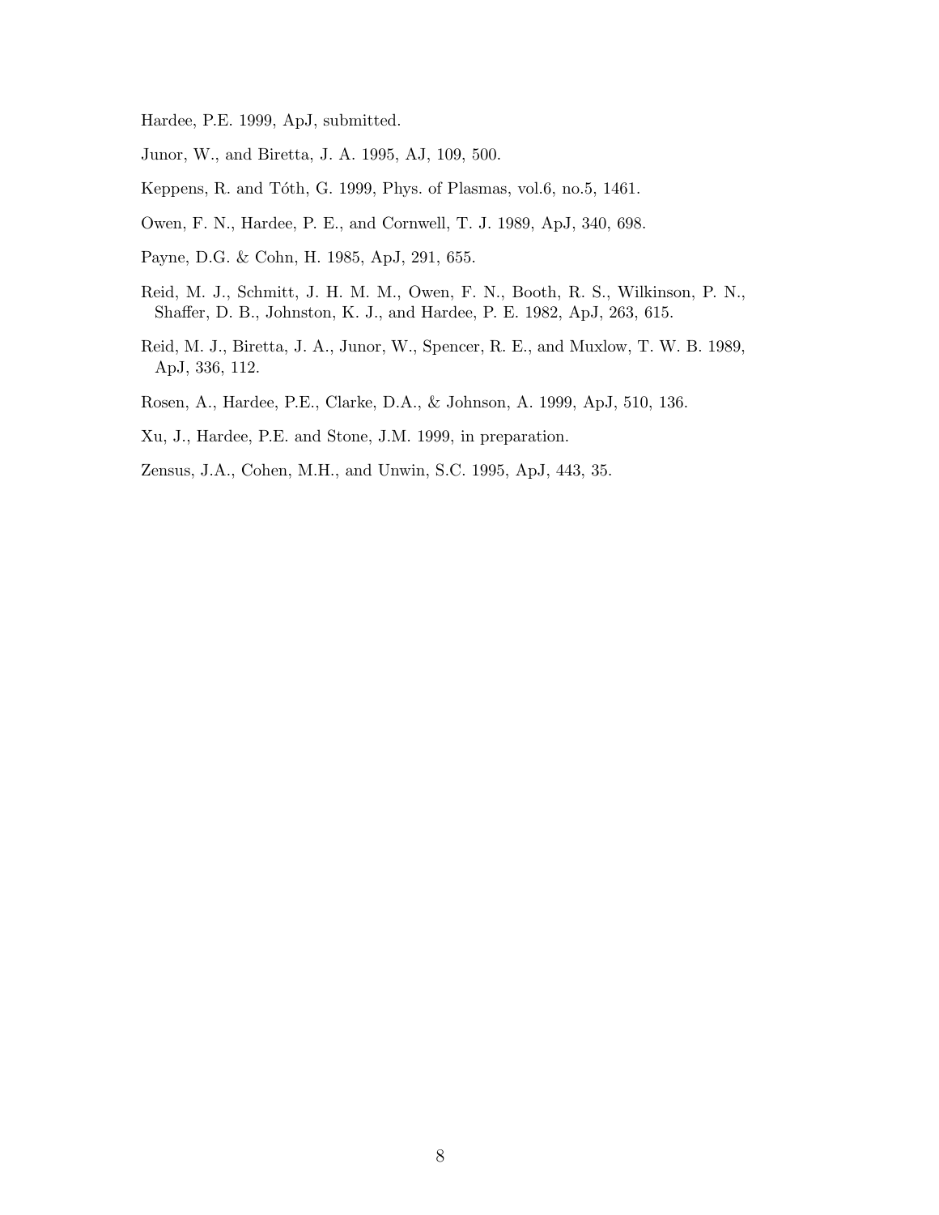Hardee, P.E. 1999, ApJ, submitted.

Junor, W., and Biretta, J. A. 1995, AJ, 109, 500.

Keppens, R. and Tóth, G. 1999, Phys. of Plasmas, vol.6, no.5, 1461.

Owen, F. N., Hardee, P. E., and Cornwell, T. J. 1989, ApJ, 340, 698.

Payne, D.G. & Cohn, H. 1985, ApJ, 291, 655.

Reid, M. J., Schmitt, J. H. M. M., Owen, F. N., Booth, R. S., Wilkinson, P. N., Shaffer, D. B., Johnston, K. J., and Hardee, P. E. 1982, ApJ, 263, 615.

Reid, M. J., Biretta, J. A., Junor, W., Spencer, R. E., and Muxlow, T. W. B. 1989, ApJ, 336, 112.

Rosen, A., Hardee, P.E., Clarke, D.A., & Johnson, A. 1999, ApJ, 510, 136.

Xu, J., Hardee, P.E. and Stone, J.M. 1999, in preparation.

Zensus, J.A., Cohen, M.H., and Unwin, S.C. 1995, ApJ, 443, 35.